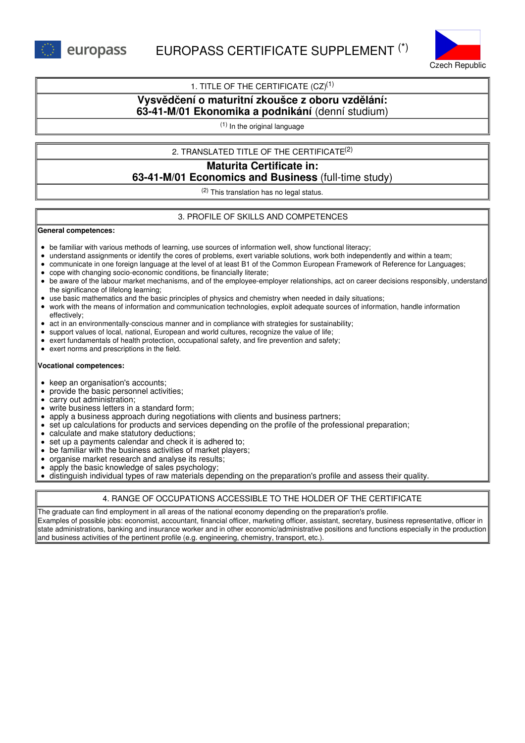europass

# EUROPASS CERTIFICATE SUPPLEMENT (*)

Czech Republic

## 1. TITLE OF THE CERTIFICATE (CZ)[1]

**Vysvědčení o maturitní zkoušce z oboru vzdělání:**
**63-41-M/01 Ekonomika a podnikání** (denní studium)

[1] In the original language

## 2. TRANSLATED TITLE OF THE CERTIFICATE[2]

**Maturita Certificate in:**
**63-41-M/01 Economics and Business** (full-time study)

[2] This translation has no legal status.

## 3. PROFILE OF SKILLS AND COMPETENCES

**General competences:**

- be familiar with various methods of learning, use sources of information well, show functional literacy;
- understand assignments or identify the cores of problems, exert variable solutions, work both independently and within a team;
- communicate in one foreign language at the level of at least B1 of the Common European Framework of Reference for Languages;
- cope with changing socio-economic conditions, be financially literate;
- be aware of the labour market mechanisms, and of the employee-employer relationships, act on career decisions responsibly, understand the significance of lifelong learning;
- use basic mathematics and the basic principles of physics and chemistry when needed in daily situations;
- work with the means of information and communication technologies, exploit adequate sources of information, handle information effectively;
- act in an environmentally-conscious manner and in compliance with strategies for sustainability;
- support values of local, national, European and world cultures, recognize the value of life;
- exert fundamentals of health protection, occupational safety, and fire prevention and safety;
- exert norms and prescriptions in the field.

**Vocational competences:**

- keep an organisation's accounts;
- provide the basic personnel activities;
- carry out administration;
- write business letters in a standard form;
- apply a business approach during negotiations with clients and business partners;
- set up calculations for products and services depending on the profile of the professional preparation;
- calculate and make statutory deductions;
- set up a payments calendar and check it is adhered to;
- be familiar with the business activities of market players;
- organise market research and analyse its results;
- apply the basic knowledge of sales psychology;
- distinguish individual types of raw materials depending on the preparation's profile and assess their quality.

## 4. RANGE OF OCCUPATIONS ACCESSIBLE TO THE HOLDER OF THE CERTIFICATE

The graduate can find employment in all areas of the national economy depending on the preparation's profile.
Examples of possible jobs: economist, accountant, financial officer, marketing officer, assistant, secretary, business representative, officer in state administrations, banking and insurance worker and in other economic/administrative positions and functions especially in the production and business activities of the pertinent profile (e.g. engineering, chemistry, transport, etc.).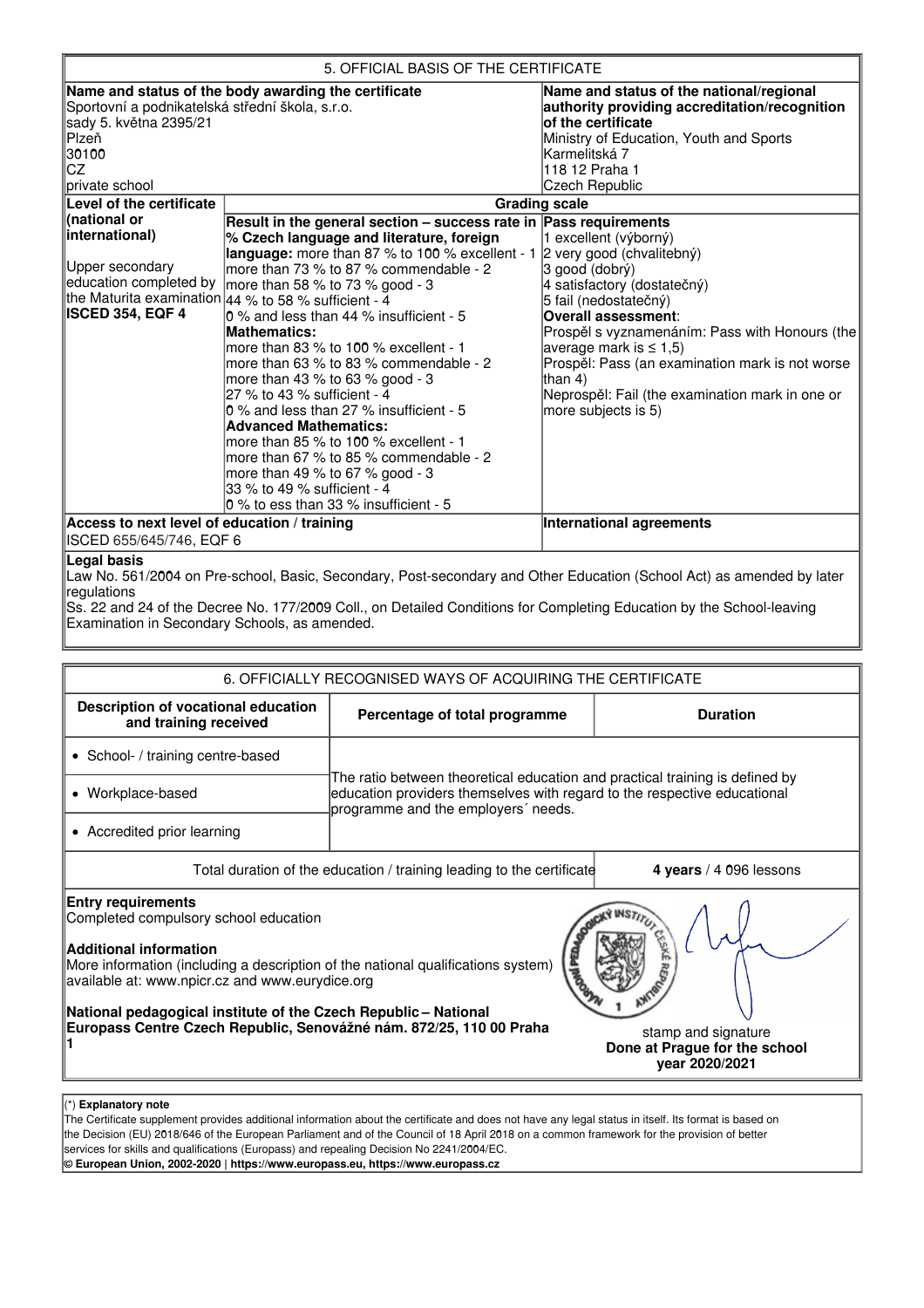## 5. OFFICIAL BASIS OF THE CERTIFICATE

| Name and status of the body awarding the certificate | Name and status of the national/regional authority providing accreditation/recognition of the certificate |
|---|---|
| Sportovní a podnikatelská střední škola, s.r.o.<br>sady 5. května 2395/21<br>Plzeň<br>30100<br>CZ<br>private school | Ministry of Education, Youth and Sports<br>Karmelitská 7<br>118 12 Praha 1<br>Czech Republic |

| Level of the certificate (national or international) | Grading scale | |
|---|---|---|
| Upper secondary education completed by the Maturita examination<br>**ISCED 354, EQF 4** | **Result in the general section – success rate in % Czech language and literature, foreign language:** more than 87 % to 100 % excellent - 1<br>more than 73 % to 87 % commendable - 2<br>more than 58 % to 73 % good - 3<br>44 % to 58 % sufficient - 4<br>0 % and less than 44 % insufficient - 5<br>**Mathematics:**<br>more than 83 % to 100 % excellent - 1<br>more than 63 % to 83 % commendable - 2<br>more than 43 % to 63 % good - 3<br>27 % to 43 % sufficient - 4<br>0 % and less than 27 % insufficient - 5<br>**Advanced Mathematics:**<br>more than 85 % to 100 % excellent - 1<br>more than 67 % to 85 % commendable - 2<br>more than 49 % to 67 % good - 3<br>33 % to 49 % sufficient - 4<br>0 % to ess than 33 % insufficient - 5 | **Pass requirements**<br>1 excellent (výborný)<br>2 very good (chvalitebný)<br>3 good (dobrý)<br>4 satisfactory (dostatečný)<br>5 fail (nedostatečný)<br>**Overall assessment**:<br>Prospěl s vyznamenáním: Pass with Honours (the average mark is ≤ 1,5)<br>Prospěl: Pass (an examination mark is not worse than 4)<br>Neprospěl: Fail (the examination mark in one or more subjects is 5) |

| Access to next level of education / training | International agreements |
|---|---|
| ISCED 655/645/746, EQF 6 | |

**Legal basis**

Law No. 561/2004 on Pre-school, Basic, Secondary, Post-secondary and Other Education (School Act) as amended by later regulations

Ss. 22 and 24 of the Decree No. 177/2009 Coll., on Detailed Conditions for Completing Education by the School-leaving Examination in Secondary Schools, as amended.

## 6. OFFICIALLY RECOGNISED WAYS OF ACQUIRING THE CERTIFICATE

| Description of vocational education and training received | Percentage of total programme | Duration |
|---|---|---|
| • School- / training centre-based | The ratio between theoretical education and practical training is defined by education providers themselves with regard to the respective educational programme and the employers´ needs. | |
| • Workplace-based | | |
| • Accredited prior learning | | |
| Total duration of the education / training leading to the certificate | | **4 years** / 4 096 lessons |

**Entry requirements**

Completed compulsory school education

**Additional information**

More information (including a description of the national qualifications system) available at: www.npicr.cz and www.eurydice.org

**National pedagogical institute of the Czech Republic – National Europass Centre Czech Republic, Senovážné nám. 872/25, 110 00 Praha 1**

stamp and signature

**Done at Prague for the school year 2020/2021**

(*) **Explanatory note**

The Certificate supplement provides additional information about the certificate and does not have any legal status in itself. Its format is based on the Decision (EU) 2018/646 of the European Parliament and of the Council of 18 April 2018 on a common framework for the provision of better services for skills and qualifications (Europass) and repealing Decision No 2241/2004/EC.

**© European Union, 2002-2020 | https://www.europass.eu, https://www.europass.cz**